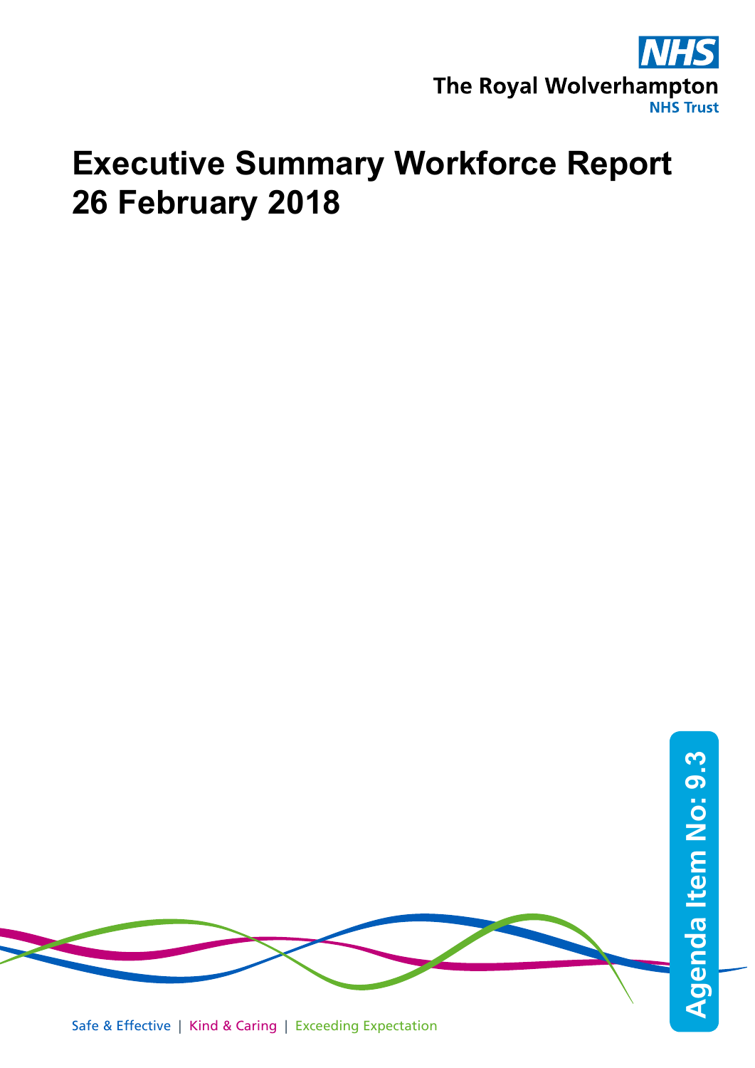NHS

The Royal Wolverhampton NHS Trust

# Executive Summary Workforce Report 26 February 2018

Agenda Item No: 9.3

Safe & Effective | Kind & Caring | Exceeding Expectation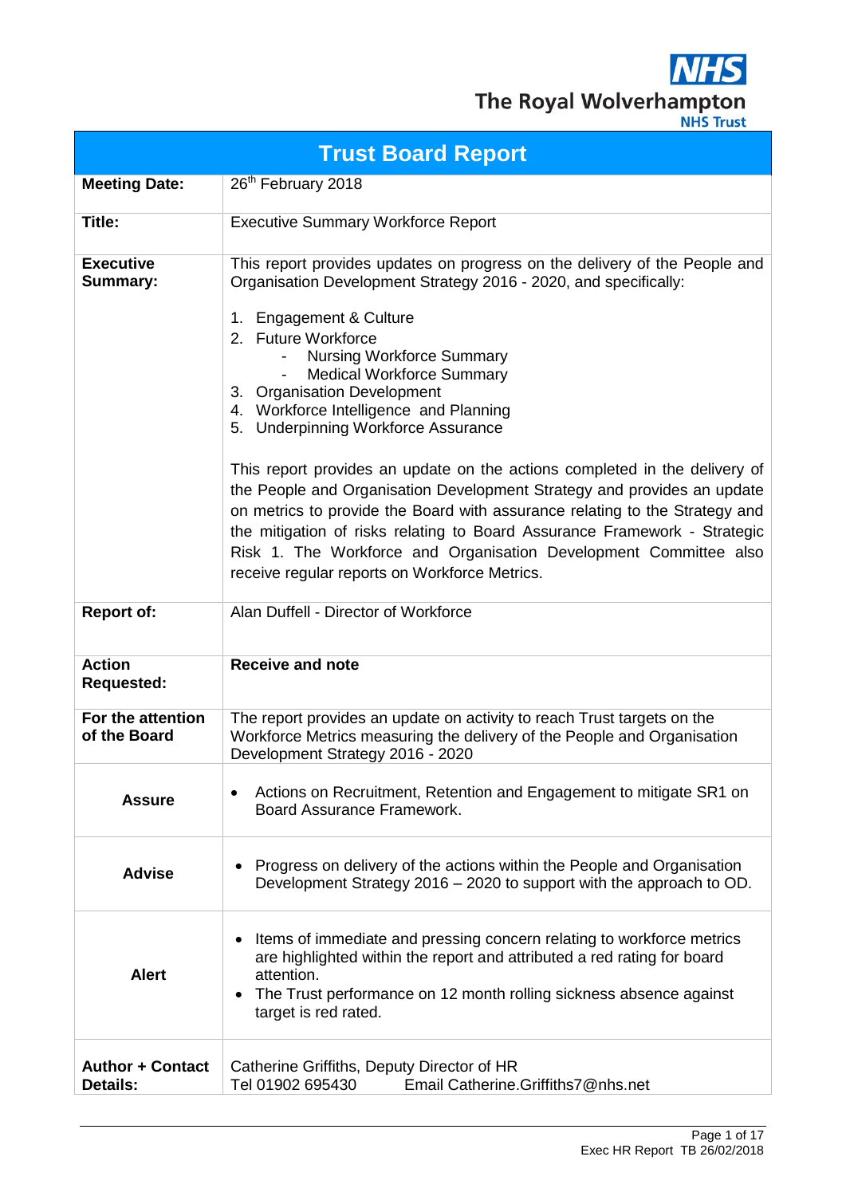NHS

The Royal Wolverhampton NHS Trust

| Trust Board Report | |
|---|---|
| **Meeting Date:** | 26th February 2018 |
| **Title:** | Executive Summary Workforce Report |
| **Executive Summary:** | This report provides updates on progress on the delivery of the People and Organisation Development Strategy 2016 - 2020, and specifically:<br><br>1. Engagement & Culture<br>2. Future Workforce<br>- Nursing Workforce Summary<br>- Medical Workforce Summary<br>3. Organisation Development<br>4. Workforce Intelligence and Planning<br>5. Underpinning Workforce Assurance<br><br>This report provides an update on the actions completed in the delivery of the People and Organisation Development Strategy and provides an update on metrics to provide the Board with assurance relating to the Strategy and the mitigation of risks relating to Board Assurance Framework - Strategic Risk 1. The Workforce and Organisation Development Committee also receive regular reports on Workforce Metrics. |
| **Report of:** | Alan Duffell - Director of Workforce |
| **Action Requested:** | **Receive and note** |
| **For the attention of the Board** | The report provides an update on activity to reach Trust targets on the Workforce Metrics measuring the delivery of the People and Organisation Development Strategy 2016 - 2020 |
| **Assure** | • Actions on Recruitment, Retention and Engagement to mitigate SR1 on Board Assurance Framework. |
| **Advise** | • Progress on delivery of the actions within the People and Organisation Development Strategy 2016 – 2020 to support with the approach to OD. |
| **Alert** | • Items of immediate and pressing concern relating to workforce metrics are highlighted within the report and attributed a red rating for board attention.<br>• The Trust performance on 12 month rolling sickness absence against target is red rated. |
| **Author + Contact Details:** | Catherine Griffiths, Deputy Director of HR<br>Tel 01902 695430 Email Catherine.Griffiths7@nhs.net |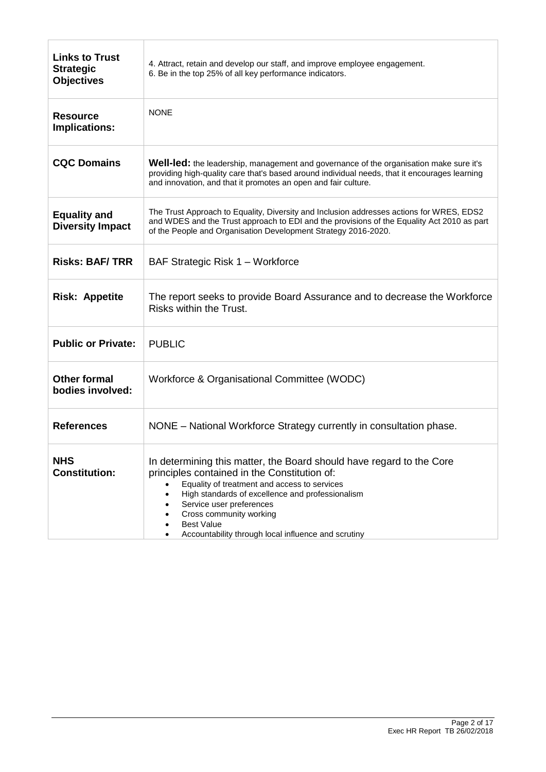| | |
|---|---|
| **Links to Trust Strategic Objectives** | 4. Attract, retain and develop our staff, and improve employee engagement.<br>6. Be in the top 25% of all key performance indicators. |
| **Resource Implications:** | NONE |
| **CQC Domains** | **Well-led:** the leadership, management and governance of the organisation make sure it's providing high-quality care that's based around individual needs, that it encourages learning and innovation, and that it promotes an open and fair culture. |
| **Equality and Diversity Impact** | The Trust Approach to Equality, Diversity and Inclusion addresses actions for WRES, EDS2 and WDES and the Trust approach to EDI and the provisions of the Equality Act 2010 as part of the People and Organisation Development Strategy 2016-2020. |
| **Risks: BAF/ TRR** | BAF Strategic Risk 1 – Workforce |
| **Risk: Appetite** | The report seeks to provide Board Assurance and to decrease the Workforce Risks within the Trust. |
| **Public or Private:** | PUBLIC |
| **Other formal bodies involved:** | Workforce & Organisational Committee (WODC) |
| **References** | NONE – National Workforce Strategy currently in consultation phase. |
| **NHS Constitution:** | In determining this matter, the Board should have regard to the Core principles contained in the Constitution of:<br>• Equality of treatment and access to services<br>• High standards of excellence and professionalism<br>• Service user preferences<br>• Cross community working<br>• Best Value<br>• Accountability through local influence and scrutiny |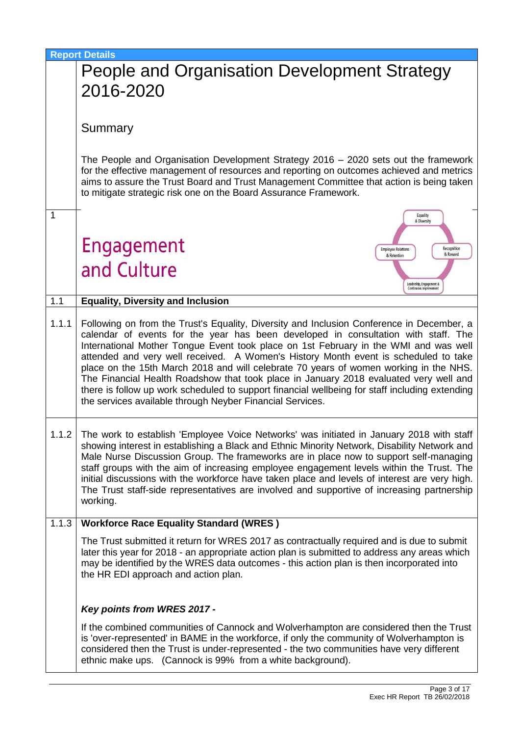**Report Details**

# People and Organisation Development Strategy 2016-2020

Summary

The People and Organisation Development Strategy 2016 – 2020 sets out the framework for the effective management of resources and reporting on outcomes achieved and metrics aims to assure the Trust Board and Trust Management Committee that action is being taken to mitigate strategic risk one on the Board Assurance Framework.

## 1 Engagement and Culture

Equality & Diversity

Employee Relations & Retention

Recognition & Reward

Leadership, Engagement & Continuous Improvement

### 1.1 Equality, Diversity and Inclusion

1.1.1 Following on from the Trust's Equality, Diversity and Inclusion Conference in December, a calendar of events for the year has been developed in consultation with staff. The International Mother Tongue Event took place on 1st February in the WMI and was well attended and very well received. A Women's History Month event is scheduled to take place on the 15th March 2018 and will celebrate 70 years of women working in the NHS. The Financial Health Roadshow that took place in January 2018 evaluated very well and there is follow up work scheduled to support financial wellbeing for staff including extending the services available through Neyber Financial Services.

1.1.2 The work to establish 'Employee Voice Networks' was initiated in January 2018 with staff showing interest in establishing a Black and Ethnic Minority Network, Disability Network and Male Nurse Discussion Group. The frameworks are in place now to support self-managing staff groups with the aim of increasing employee engagement levels within the Trust. The initial discussions with the workforce have taken place and levels of interest are very high. The Trust staff-side representatives are involved and supportive of increasing partnership working.

#### 1.1.3 Workforce Race Equality Standard (WRES )

The Trust submitted it return for WRES 2017 as contractually required and is due to submit later this year for 2018 - an appropriate action plan is submitted to address any areas which may be identified by the WRES data outcomes - this action plan is then incorporated into the HR EDI approach and action plan.

***Key points from WRES 2017 -***

If the combined communities of Cannock and Wolverhampton are considered then the Trust is 'over-represented' in BAME in the workforce, if only the community of Wolverhampton is considered then the Trust is under-represented - the two communities have very different ethnic make ups. (Cannock is 99% from a white background).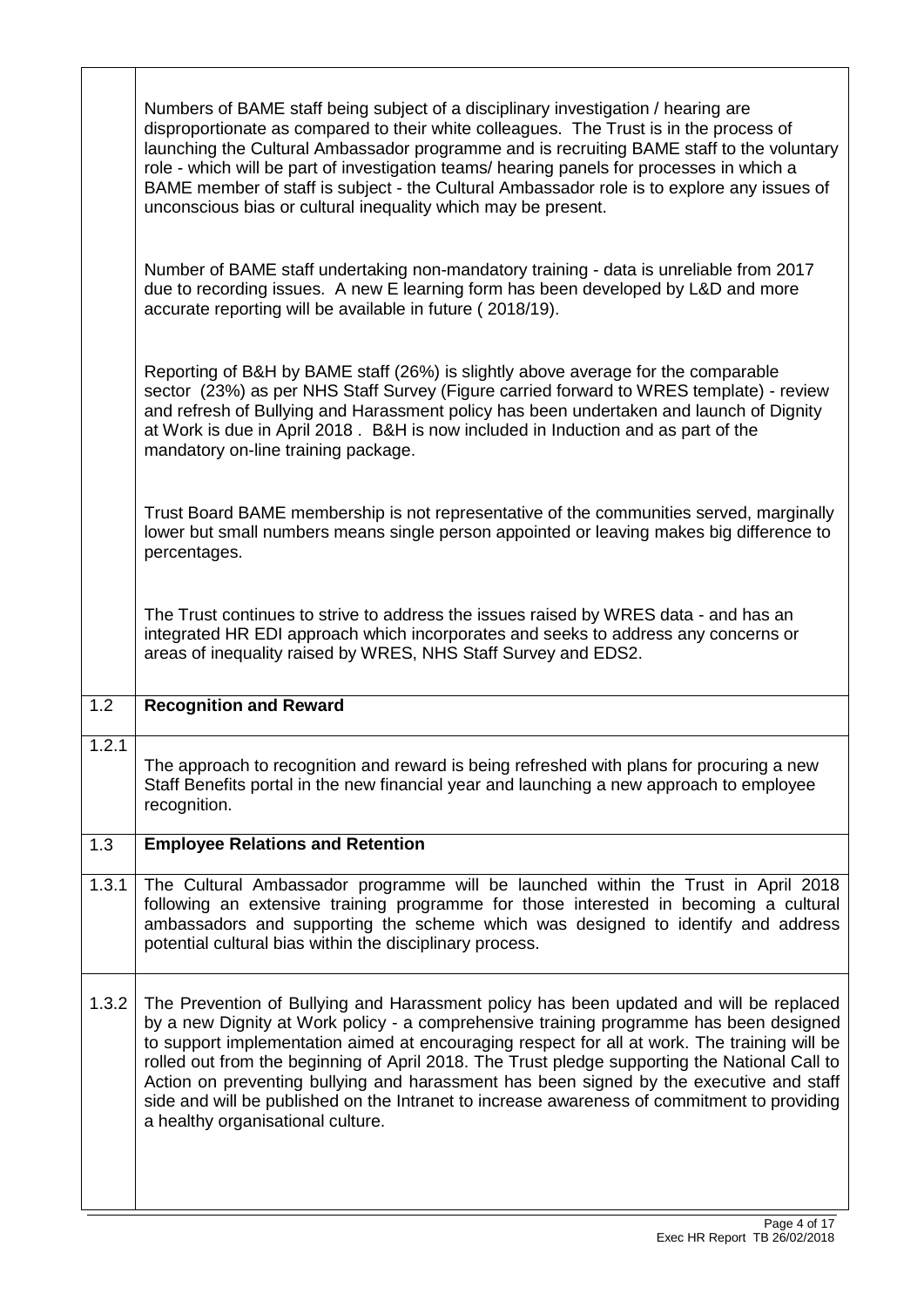| | |
|---|---|
| | Numbers of BAME staff being subject of a disciplinary investigation / hearing are disproportionate as compared to their white colleagues. The Trust is in the process of launching the Cultural Ambassador programme and is recruiting BAME staff to the voluntary role - which will be part of investigation teams/ hearing panels for processes in which a BAME member of staff is subject - the Cultural Ambassador role is to explore any issues of unconscious bias or cultural inequality which may be present.<br><br>Number of BAME staff undertaking non-mandatory training - data is unreliable from 2017 due to recording issues. A new E learning form has been developed by L&D and more accurate reporting will be available in future ( 2018/19).<br><br>Reporting of B&H by BAME staff (26%) is slightly above average for the comparable sector (23%) as per NHS Staff Survey (Figure carried forward to WRES template) - review and refresh of Bullying and Harassment policy has been undertaken and launch of Dignity at Work is due in April 2018 . B&H is now included in Induction and as part of the mandatory on-line training package.<br><br>Trust Board BAME membership is not representative of the communities served, marginally lower but small numbers means single person appointed or leaving makes big difference to percentages.<br><br>The Trust continues to strive to address the issues raised by WRES data - and has an integrated HR EDI approach which incorporates and seeks to address any concerns or areas of inequality raised by WRES, NHS Staff Survey and EDS2. |
| 1.2 | **Recognition and Reward** |
| 1.2.1 | The approach to recognition and reward is being refreshed with plans for procuring a new Staff Benefits portal in the new financial year and launching a new approach to employee recognition. |
| 1.3 | **Employee Relations and Retention** |
| 1.3.1 | The Cultural Ambassador programme will be launched within the Trust in April 2018 following an extensive training programme for those interested in becoming a cultural ambassadors and supporting the scheme which was designed to identify and address potential cultural bias within the disciplinary process. |
| 1.3.2 | The Prevention of Bullying and Harassment policy has been updated and will be replaced by a new Dignity at Work policy - a comprehensive training programme has been designed to support implementation aimed at encouraging respect for all at work. The training will be rolled out from the beginning of April 2018. The Trust pledge supporting the National Call to Action on preventing bullying and harassment has been signed by the executive and staff side and will be published on the Intranet to increase awareness of commitment to providing a healthy organisational culture. |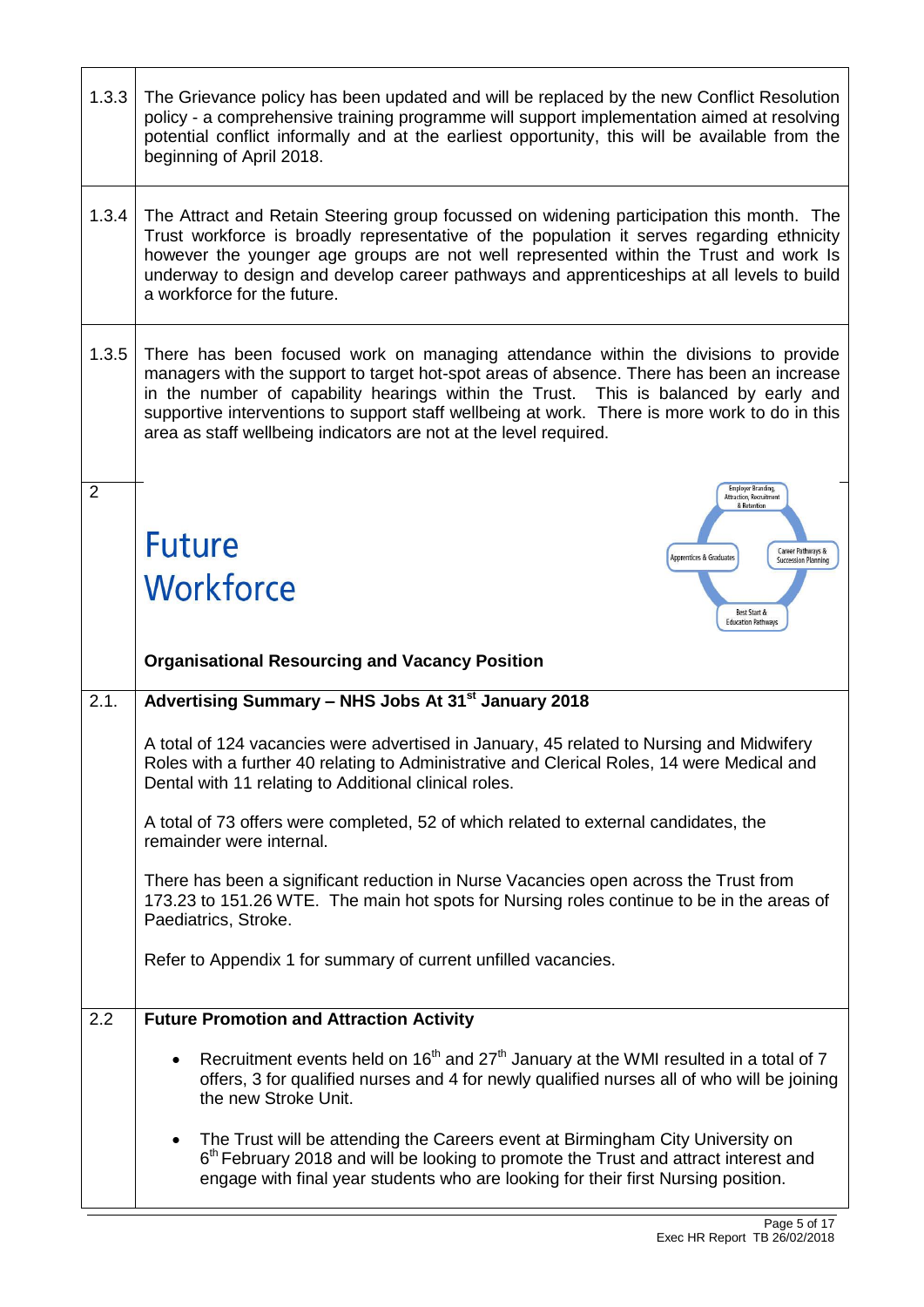| | |
|---|---|
| 1.3.3 | The Grievance policy has been updated and will be replaced by the new Conflict Resolution policy - a comprehensive training programme will support implementation aimed at resolving potential conflict informally and at the earliest opportunity, this will be available from the beginning of April 2018. |
| 1.3.4 | The Attract and Retain Steering group focussed on widening participation this month. The Trust workforce is broadly representative of the population it serves regarding ethnicity however the younger age groups are not well represented within the Trust and work Is underway to design and develop career pathways and apprenticeships at all levels to build a workforce for the future. |
| 1.3.5 | There has been focused work on managing attendance within the divisions to provide managers with the support to target hot-spot areas of absence. There has been an increase in the number of capability hearings within the Trust. This is balanced by early and supportive interventions to support staff wellbeing at work. There is more work to do in this area as staff wellbeing indicators are not at the level required. |

## 2 Future Workforce

Employer Branding, Attraction, Recruitment & Retention · Career Pathways & Succession Planning · Best Start & Education Pathways · Apprentices & Graduates

**Organisational Resourcing and Vacancy Position**

### 2.1. Advertising Summary – NHS Jobs At 31st January 2018

A total of 124 vacancies were advertised in January, 45 related to Nursing and Midwifery Roles with a further 40 relating to Administrative and Clerical Roles, 14 were Medical and Dental with 11 relating to Additional clinical roles.

A total of 73 offers were completed, 52 of which related to external candidates, the remainder were internal.

There has been a significant reduction in Nurse Vacancies open across the Trust from 173.23 to 151.26 WTE. The main hot spots for Nursing roles continue to be in the areas of Paediatrics, Stroke.

Refer to Appendix 1 for summary of current unfilled vacancies.

### 2.2 Future Promotion and Attraction Activity

- Recruitment events held on 16th and 27th January at the WMI resulted in a total of 7 offers, 3 for qualified nurses and 4 for newly qualified nurses all of who will be joining the new Stroke Unit.
- The Trust will be attending the Careers event at Birmingham City University on 6th February 2018 and will be looking to promote the Trust and attract interest and engage with final year students who are looking for their first Nursing position.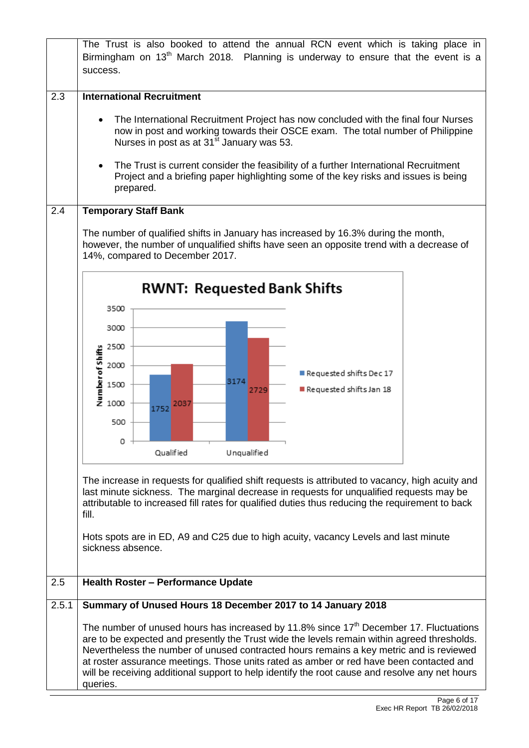The Trust is also booked to attend the annual RCN event which is taking place in Birmingham on 13th March 2018. Planning is underway to ensure that the event is a success.

## 2.3 International Recruitment

- The International Recruitment Project has now concluded with the final four Nurses now in post and working towards their OSCE exam. The total number of Philippine Nurses in post as at 31st January was 53.
- The Trust is current consider the feasibility of a further International Recruitment Project and a briefing paper highlighting some of the key risks and issues is being prepared.

## 2.4 Temporary Staff Bank

The number of qualified shifts in January has increased by 16.3% during the month, however, the number of unqualified shifts have seen an opposite trend with a decrease of 14%, compared to December 2017.

**RWNT: Requested Bank Shifts**

| Number of Shifts | Requested shifts Dec 17 | Requested shifts Jan 18 |
|---|---|---|
| Qualified | 1752 | 2037 |
| Unqualified | 3174 | 2729 |

The increase in requests for qualified shift requests is attributed to vacancy, high acuity and last minute sickness. The marginal decrease in requests for unqualified requests may be attributable to increased fill rates for qualified duties thus reducing the requirement to back fill.

Hots spots are in ED, A9 and C25 due to high acuity, vacancy Levels and last minute sickness absence.

## 2.5 Health Roster – Performance Update

### 2.5.1 Summary of Unused Hours 18 December 2017 to 14 January 2018

The number of unused hours has increased by 11.8% since 17th December 17. Fluctuations are to be expected and presently the Trust wide the levels remain within agreed thresholds. Nevertheless the number of unused contracted hours remains a key metric and is reviewed at roster assurance meetings. Those units rated as amber or red have been contacted and will be receiving additional support to help identify the root cause and resolve any net hours queries.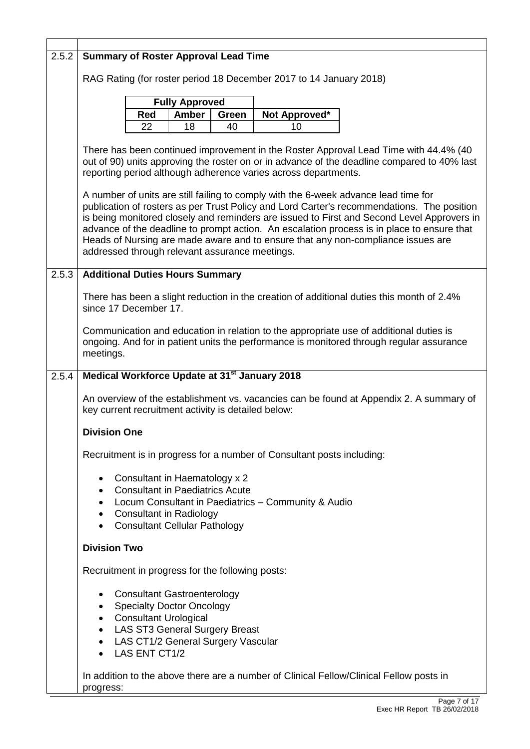### 2.5.2 Summary of Roster Approval Lead Time

RAG Rating (for roster period 18 December 2017 to 14 January 2018)

| Fully Approved | | | |
|---|---|---|---|
| Red | Amber | Green | Not Approved* |
| 22 | 18 | 40 | 10 |

There has been continued improvement in the Roster Approval Lead Time with 44.4% (40 out of 90) units approving the roster on or in advance of the deadline compared to 40% last reporting period although adherence varies across departments.

A number of units are still failing to comply with the 6-week advance lead time for publication of rosters as per Trust Policy and Lord Carter's recommendations. The position is being monitored closely and reminders are issued to First and Second Level Approvers in advance of the deadline to prompt action. An escalation process is in place to ensure that Heads of Nursing are made aware and to ensure that any non-compliance issues are addressed through relevant assurance meetings.

### 2.5.3 Additional Duties Hours Summary

There has been a slight reduction in the creation of additional duties this month of 2.4% since 17 December 17.

Communication and education in relation to the appropriate use of additional duties is ongoing. And for in patient units the performance is monitored through regular assurance meetings.

### 2.5.4 Medical Workforce Update at 31st January 2018

An overview of the establishment vs. vacancies can be found at Appendix 2. A summary of key current recruitment activity is detailed below:

**Division One**

Recruitment is in progress for a number of Consultant posts including:

- Consultant in Haematology x 2
- Consultant in Paediatrics Acute
- Locum Consultant in Paediatrics – Community & Audio
- Consultant in Radiology
- Consultant Cellular Pathology

**Division Two**

Recruitment in progress for the following posts:

- Consultant Gastroenterology
- Specialty Doctor Oncology
- Consultant Urological
- LAS ST3 General Surgery Breast
- LAS CT1/2 General Surgery Vascular
- LAS ENT CT1/2

In addition to the above there are a number of Clinical Fellow/Clinical Fellow posts in progress: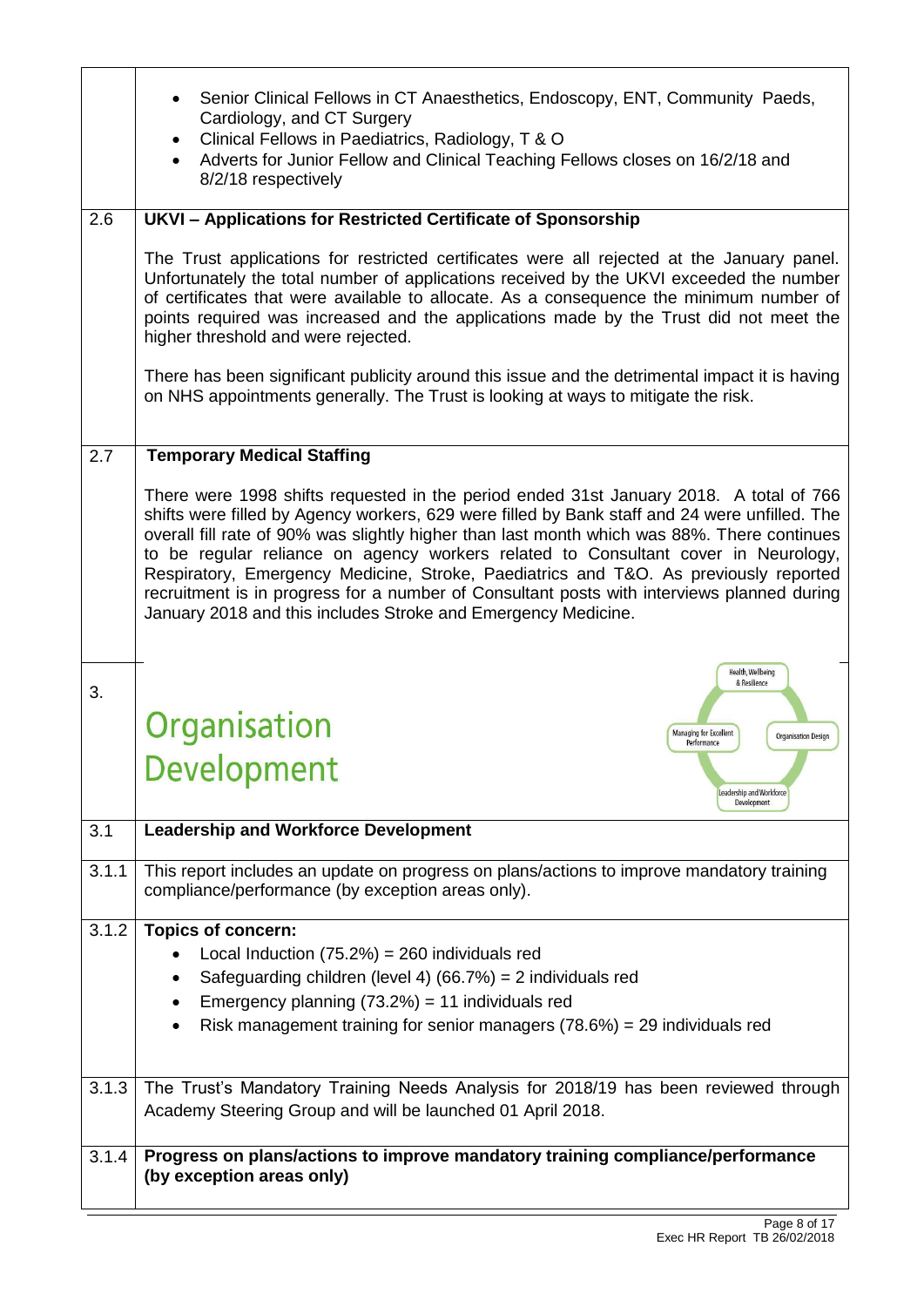| | |
|---|---|
| | • Senior Clinical Fellows in CT Anaesthetics, Endoscopy, ENT, Community Paeds, Cardiology, and CT Surgery<br>• Clinical Fellows in Paediatrics, Radiology, T & O<br>• Adverts for Junior Fellow and Clinical Teaching Fellows closes on 16/2/18 and 8/2/18 respectively |
| 2.6 | **UKVI – Applications for Restricted Certificate of Sponsorship**<br><br>The Trust applications for restricted certificates were all rejected at the January panel. Unfortunately the total number of applications received by the UKVI exceeded the number of certificates that were available to allocate. As a consequence the minimum number of points required was increased and the applications made by the Trust did not meet the higher threshold and were rejected.<br><br>There has been significant publicity around this issue and the detrimental impact it is having on NHS appointments generally. The Trust is looking at ways to mitigate the risk. |
| 2.7 | **Temporary Medical Staffing**<br><br>There were 1998 shifts requested in the period ended 31st January 2018. A total of 766 shifts were filled by Agency workers, 629 were filled by Bank staff and 24 were unfilled. The overall fill rate of 90% was slightly higher than last month which was 88%. There continues to be regular reliance on agency workers related to Consultant cover in Neurology, Respiratory, Emergency Medicine, Stroke, Paediatrics and T&O. As previously reported recruitment is in progress for a number of Consultant posts with interviews planned during January 2018 and this includes Stroke and Emergency Medicine. |
| 3. | **Organisation Development**<br><br>Health, Wellbeing & Resilience; Managing for Excellent Performance; Organisation Design; Leadership and Workforce Development |
| 3.1 | **Leadership and Workforce Development** |
| 3.1.1 | This report includes an update on progress on plans/actions to improve mandatory training compliance/performance (by exception areas only). |
| 3.1.2 | **Topics of concern:**<br>• Local Induction (75.2%) = 260 individuals red<br>• Safeguarding children (level 4) (66.7%) = 2 individuals red<br>• Emergency planning (73.2%) = 11 individuals red<br>• Risk management training for senior managers (78.6%) = 29 individuals red |
| 3.1.3 | The Trust's Mandatory Training Needs Analysis for 2018/19 has been reviewed through Academy Steering Group and will be launched 01 April 2018. |
| 3.1.4 | **Progress on plans/actions to improve mandatory training compliance/performance (by exception areas only)** |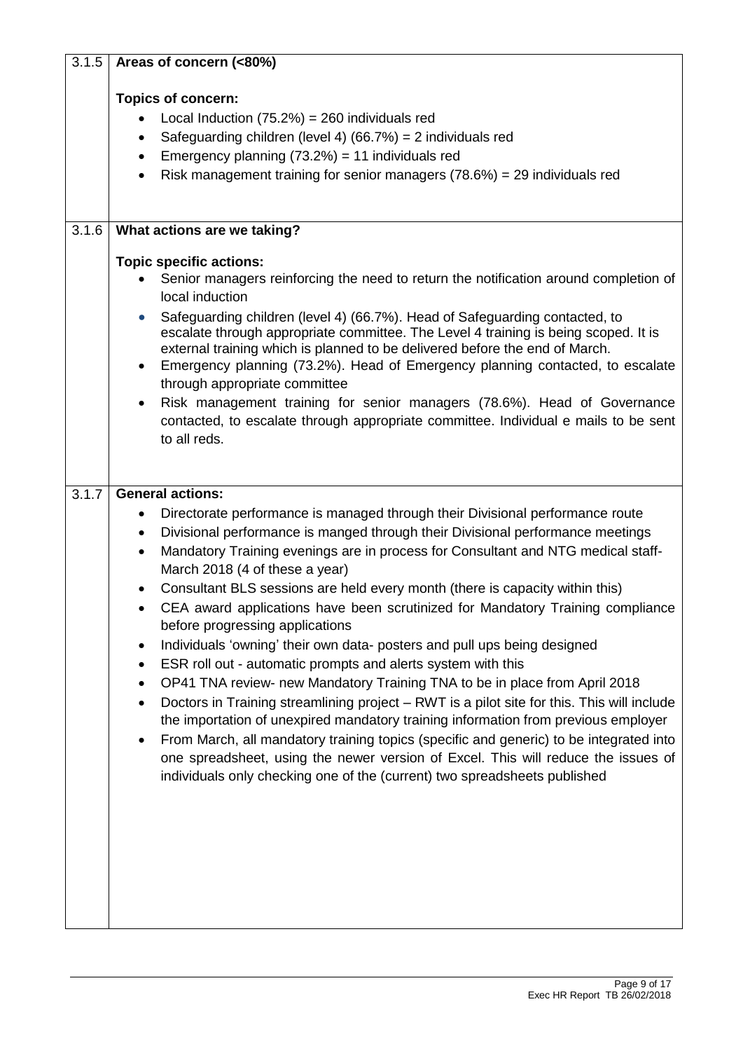| | |
|---|---|
| 3.1.5 | **Areas of concern (<80%)**<br><br>**Topics of concern:**<br>• Local Induction (75.2%) = 260 individuals red<br>• Safeguarding children (level 4) (66.7%) = 2 individuals red<br>• Emergency planning (73.2%) = 11 individuals red<br>• Risk management training for senior managers (78.6%) = 29 individuals red |
| 3.1.6 | **What actions are we taking?**<br><br>**Topic specific actions:**<br>• Senior managers reinforcing the need to return the notification around completion of local induction<br>• Safeguarding children (level 4) (66.7%). Head of Safeguarding contacted, to escalate through appropriate committee. The Level 4 training is being scoped. It is external training which is planned to be delivered before the end of March.<br>• Emergency planning (73.2%). Head of Emergency planning contacted, to escalate through appropriate committee<br>• Risk management training for senior managers (78.6%). Head of Governance contacted, to escalate through appropriate committee. Individual e mails to be sent to all reds. |
| 3.1.7 | **General actions:**<br>• Directorate performance is managed through their Divisional performance route<br>• Divisional performance is manged through their Divisional performance meetings<br>• Mandatory Training evenings are in process for Consultant and NTG medical staff- March 2018 (4 of these a year)<br>• Consultant BLS sessions are held every month (there is capacity within this)<br>• CEA award applications have been scrutinized for Mandatory Training compliance before progressing applications<br>• Individuals 'owning' their own data- posters and pull ups being designed<br>• ESR roll out - automatic prompts and alerts system with this<br>• OP41 TNA review- new Mandatory Training TNA to be in place from April 2018<br>• Doctors in Training streamlining project – RWT is a pilot site for this. This will include the importation of unexpired mandatory training information from previous employer<br>• From March, all mandatory training topics (specific and generic) to be integrated into one spreadsheet, using the newer version of Excel. This will reduce the issues of individuals only checking one of the (current) two spreadsheets published |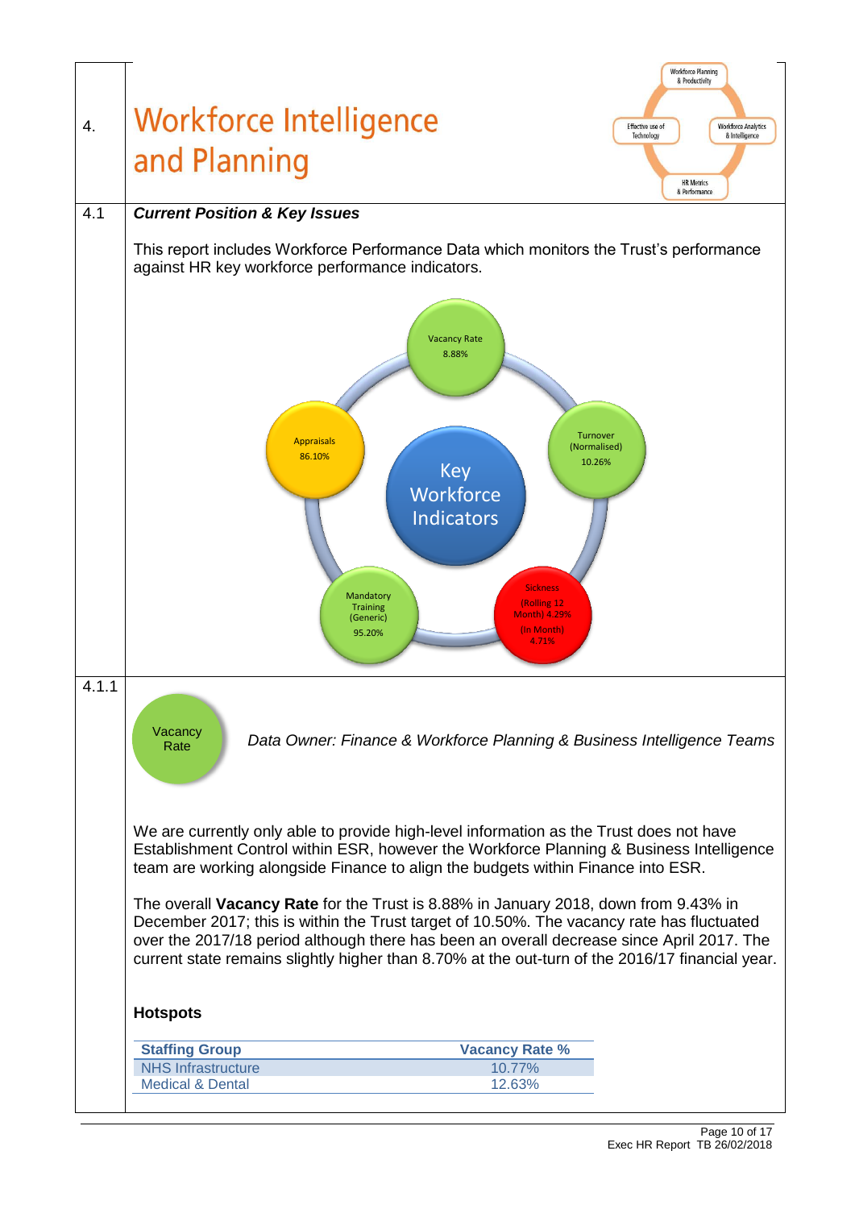# 4. Workforce Intelligence and Planning

Workforce Planning & Productivity
Effective use of Technology
Workforce Analytics & Intelligence
HR Metrics & Performance

## 4.1 *Current Position & Key Issues*

This report includes Workforce Performance Data which monitors the Trust's performance against HR key workforce performance indicators.

**Key Workforce Indicators**

- Vacancy Rate 8.88%
- Turnover (Normalised) 10.26%
- Sickness (Rolling 12 Month) 4.29% (In Month) 4.71%
- Mandatory Training (Generic) 95.20%
- Appraisals 86.10%

### 4.1.1 Vacancy Rate

*Data Owner: Finance & Workforce Planning & Business Intelligence Teams*

We are currently only able to provide high-level information as the Trust does not have Establishment Control within ESR, however the Workforce Planning & Business Intelligence team are working alongside Finance to align the budgets within Finance into ESR.

The overall **Vacancy Rate** for the Trust is 8.88% in January 2018, down from 9.43% in December 2017; this is within the Trust target of 10.50%. The vacancy rate has fluctuated over the 2017/18 period although there has been an overall decrease since April 2017. The current state remains slightly higher than 8.70% at the out-turn of the 2016/17 financial year.

**Hotspots**

| Staffing Group | Vacancy Rate % |
|---|---|
| NHS Infrastructure | 10.77% |
| Medical & Dental | 12.63% |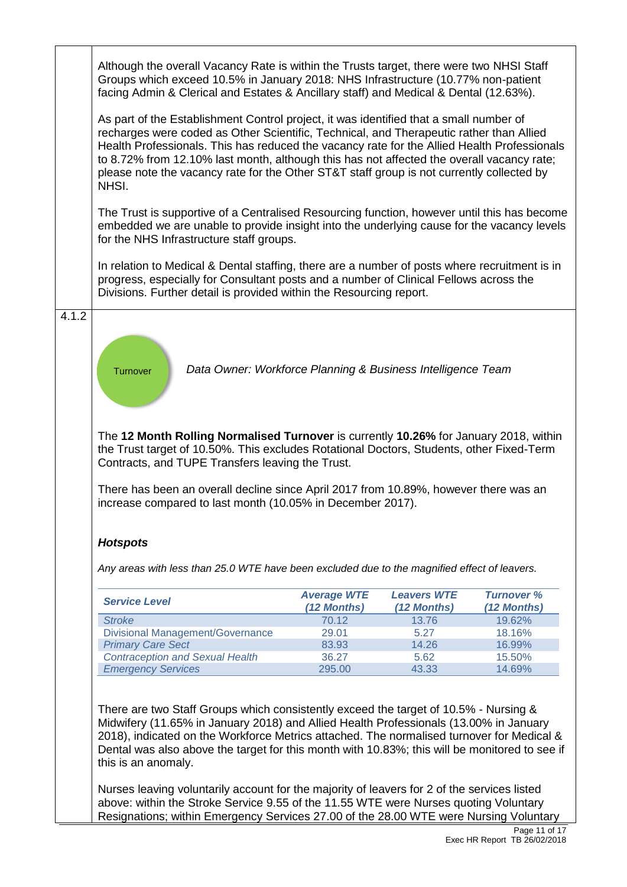Although the overall Vacancy Rate is within the Trusts target, there were two NHSI Staff Groups which exceed 10.5% in January 2018: NHS Infrastructure (10.77% non-patient facing Admin & Clerical and Estates & Ancillary staff) and Medical & Dental (12.63%).

As part of the Establishment Control project, it was identified that a small number of recharges were coded as Other Scientific, Technical, and Therapeutic rather than Allied Health Professionals. This has reduced the vacancy rate for the Allied Health Professionals to 8.72% from 12.10% last month, although this has not affected the overall vacancy rate; please note the vacancy rate for the Other ST&T staff group is not currently collected by NHSI.

The Trust is supportive of a Centralised Resourcing function, however until this has become embedded we are unable to provide insight into the underlying cause for the vacancy levels for the NHS Infrastructure staff groups.

In relation to Medical & Dental staffing, there are a number of posts where recruitment is in progress, especially for Consultant posts and a number of Clinical Fellows across the Divisions. Further detail is provided within the Resourcing report.

4.1.2

Turnover

*Data Owner: Workforce Planning & Business Intelligence Team*

The **12 Month Rolling Normalised Turnover** is currently **10.26%** for January 2018, within the Trust target of 10.50%. This excludes Rotational Doctors, Students, other Fixed-Term Contracts, and TUPE Transfers leaving the Trust.

There has been an overall decline since April 2017 from 10.89%, however there was an increase compared to last month (10.05% in December 2017).

### *Hotspots*

*Any areas with less than 25.0 WTE have been excluded due to the magnified effect of leavers.*

| *Service Level* | *Average WTE (12 Months)* | *Leavers WTE (12 Months)* | *Turnover % (12 Months)* |
|---|---|---|---|
| *Stroke* | 70.12 | 13.76 | 19.62% |
| Divisional Management/Governance | 29.01 | 5.27 | 18.16% |
| *Primary Care Sect* | 83.93 | 14.26 | 16.99% |
| *Contraception and Sexual Health* | 36.27 | 5.62 | 15.50% |
| *Emergency Services* | 295.00 | 43.33 | 14.69% |

There are two Staff Groups which consistently exceed the target of 10.5% - Nursing & Midwifery (11.65% in January 2018) and Allied Health Professionals (13.00% in January 2018), indicated on the Workforce Metrics attached. The normalised turnover for Medical & Dental was also above the target for this month with 10.83%; this will be monitored to see if this is an anomaly.

Nurses leaving voluntarily account for the majority of leavers for 2 of the services listed above: within the Stroke Service 9.55 of the 11.55 WTE were Nurses quoting Voluntary Resignations; within Emergency Services 27.00 of the 28.00 WTE were Nursing Voluntary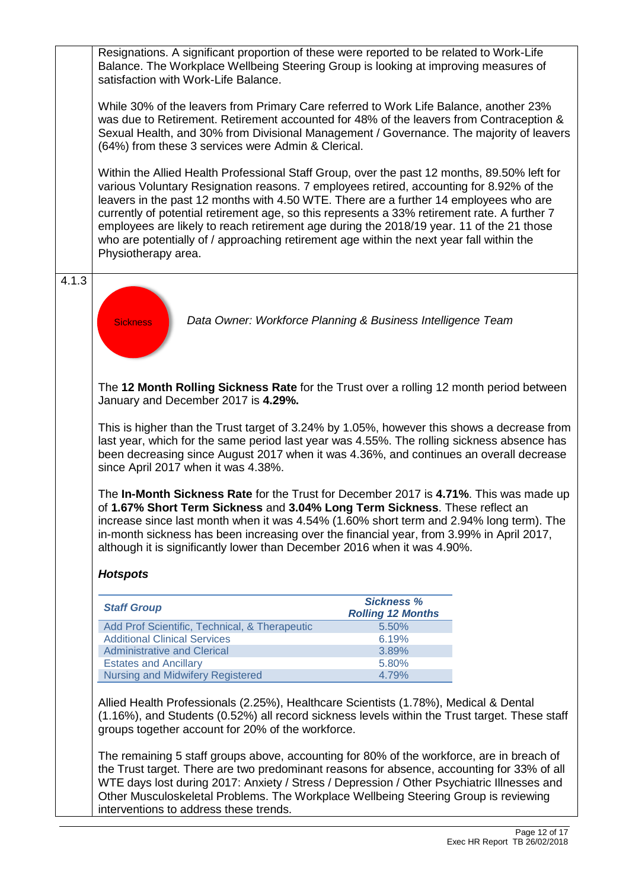Resignations. A significant proportion of these were reported to be related to Work-Life Balance. The Workplace Wellbeing Steering Group is looking at improving measures of satisfaction with Work-Life Balance.

While 30% of the leavers from Primary Care referred to Work Life Balance, another 23% was due to Retirement. Retirement accounted for 48% of the leavers from Contraception & Sexual Health, and 30% from Divisional Management / Governance. The majority of leavers (64%) from these 3 services were Admin & Clerical.

Within the Allied Health Professional Staff Group, over the past 12 months, 89.50% left for various Voluntary Resignation reasons. 7 employees retired, accounting for 8.92% of the leavers in the past 12 months with 4.50 WTE. There are a further 14 employees who are currently of potential retirement age, so this represents a 33% retirement rate. A further 7 employees are likely to reach retirement age during the 2018/19 year. 11 of the 21 those who are potentially of / approaching retirement age within the next year fall within the Physiotherapy area.

4.1.3

Sickness

*Data Owner: Workforce Planning & Business Intelligence Team*

The **12 Month Rolling Sickness Rate** for the Trust over a rolling 12 month period between January and December 2017 is **4.29%.**

This is higher than the Trust target of 3.24% by 1.05%, however this shows a decrease from last year, which for the same period last year was 4.55%. The rolling sickness absence has been decreasing since August 2017 when it was 4.36%, and continues an overall decrease since April 2017 when it was 4.38%.

The **In-Month Sickness Rate** for the Trust for December 2017 is **4.71%**. This was made up of **1.67% Short Term Sickness** and **3.04% Long Term Sickness**. These reflect an increase since last month when it was 4.54% (1.60% short term and 2.94% long term). The in-month sickness has been increasing over the financial year, from 3.99% in April 2017, although it is significantly lower than December 2016 when it was 4.90%.

***Hotspots***

| *Staff Group* | *Sickness % Rolling 12 Months* |
|---|---|
| Add Prof Scientific, Technical, & Therapeutic | 5.50% |
| Additional Clinical Services | 6.19% |
| Administrative and Clerical | 3.89% |
| Estates and Ancillary | 5.80% |
| Nursing and Midwifery Registered | 4.79% |

Allied Health Professionals (2.25%), Healthcare Scientists (1.78%), Medical & Dental (1.16%), and Students (0.52%) all record sickness levels within the Trust target. These staff groups together account for 20% of the workforce.

The remaining 5 staff groups above, accounting for 80% of the workforce, are in breach of the Trust target. There are two predominant reasons for absence, accounting for 33% of all WTE days lost during 2017: Anxiety / Stress / Depression / Other Psychiatric Illnesses and Other Musculoskeletal Problems. The Workplace Wellbeing Steering Group is reviewing interventions to address these trends.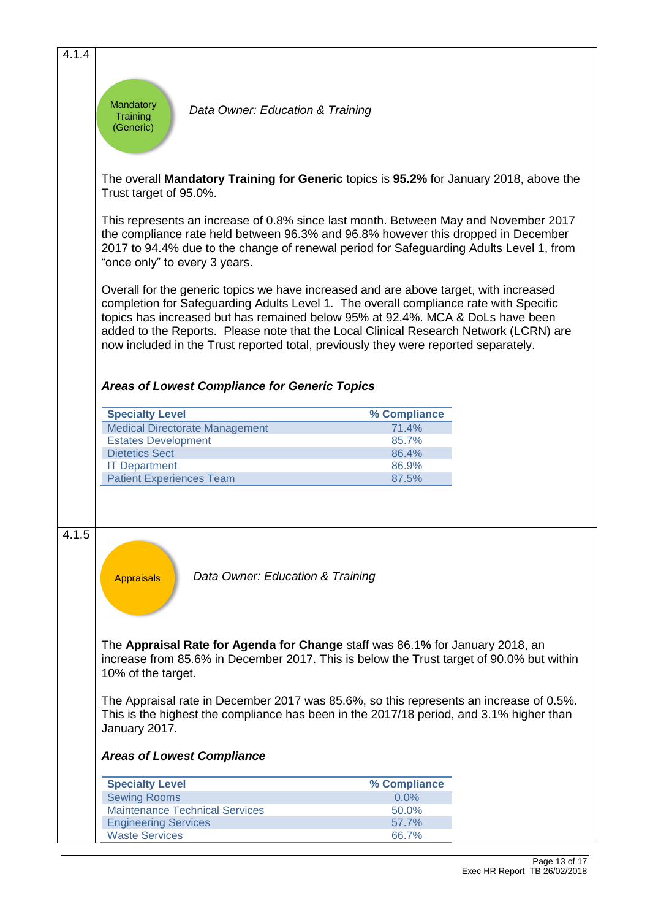4.1.4

Mandatory Training (Generic)

*Data Owner: Education & Training*

The overall **Mandatory Training for Generic** topics is **95.2%** for January 2018, above the Trust target of 95.0%.

This represents an increase of 0.8% since last month. Between May and November 2017 the compliance rate held between 96.3% and 96.8% however this dropped in December 2017 to 94.4% due to the change of renewal period for Safeguarding Adults Level 1, from "once only" to every 3 years.

Overall for the generic topics we have increased and are above target, with increased completion for Safeguarding Adults Level 1. The overall compliance rate with Specific topics has increased but has remained below 95% at 92.4%. MCA & DoLs have been added to the Reports. Please note that the Local Clinical Research Network (LCRN) are now included in the Trust reported total, previously they were reported separately.

***Areas of Lowest Compliance for Generic Topics***

| Specialty Level | % Compliance |
|---|---|
| Medical Directorate Management | 71.4% |
| Estates Development | 85.7% |
| Dietetics Sect | 86.4% |
| IT Department | 86.9% |
| Patient Experiences Team | 87.5% |

4.1.5

Appraisals

*Data Owner: Education & Training*

The **Appraisal Rate for Agenda for Change** staff was 86.1**%** for January 2018, an increase from 85.6% in December 2017. This is below the Trust target of 90.0% but within 10% of the target.

The Appraisal rate in December 2017 was 85.6%, so this represents an increase of 0.5%. This is the highest the compliance has been in the 2017/18 period, and 3.1% higher than January 2017.

***Areas of Lowest Compliance***

| Specialty Level | % Compliance |
|---|---|
| Sewing Rooms | 0.0% |
| Maintenance Technical Services | 50.0% |
| Engineering Services | 57.7% |
| Waste Services | 66.7% |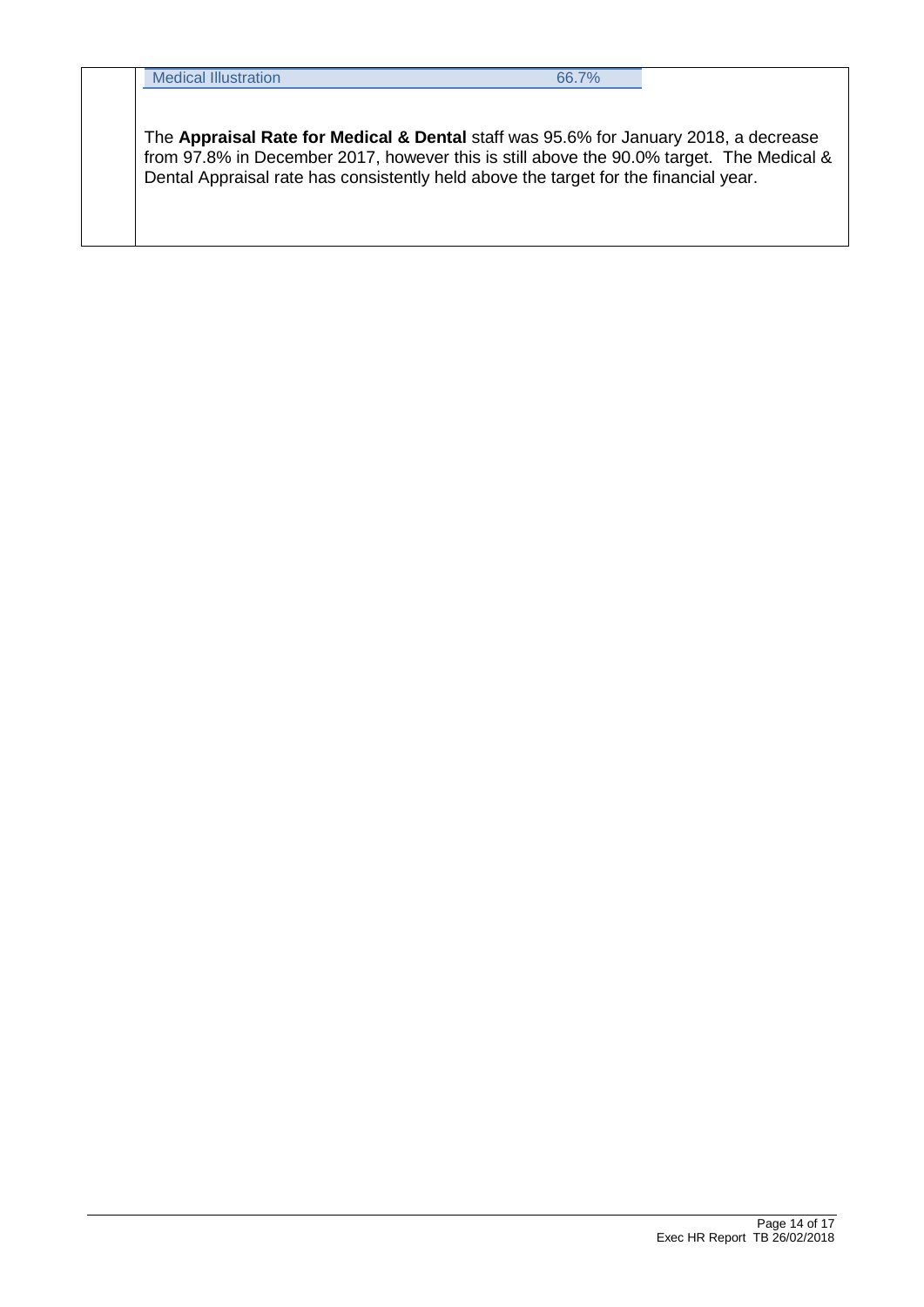| Medical Illustration | 66.7% |
|---|---|

The **Appraisal Rate for Medical & Dental** staff was 95.6% for January 2018, a decrease from 97.8% in December 2017, however this is still above the 90.0% target. The Medical & Dental Appraisal rate has consistently held above the target for the financial year.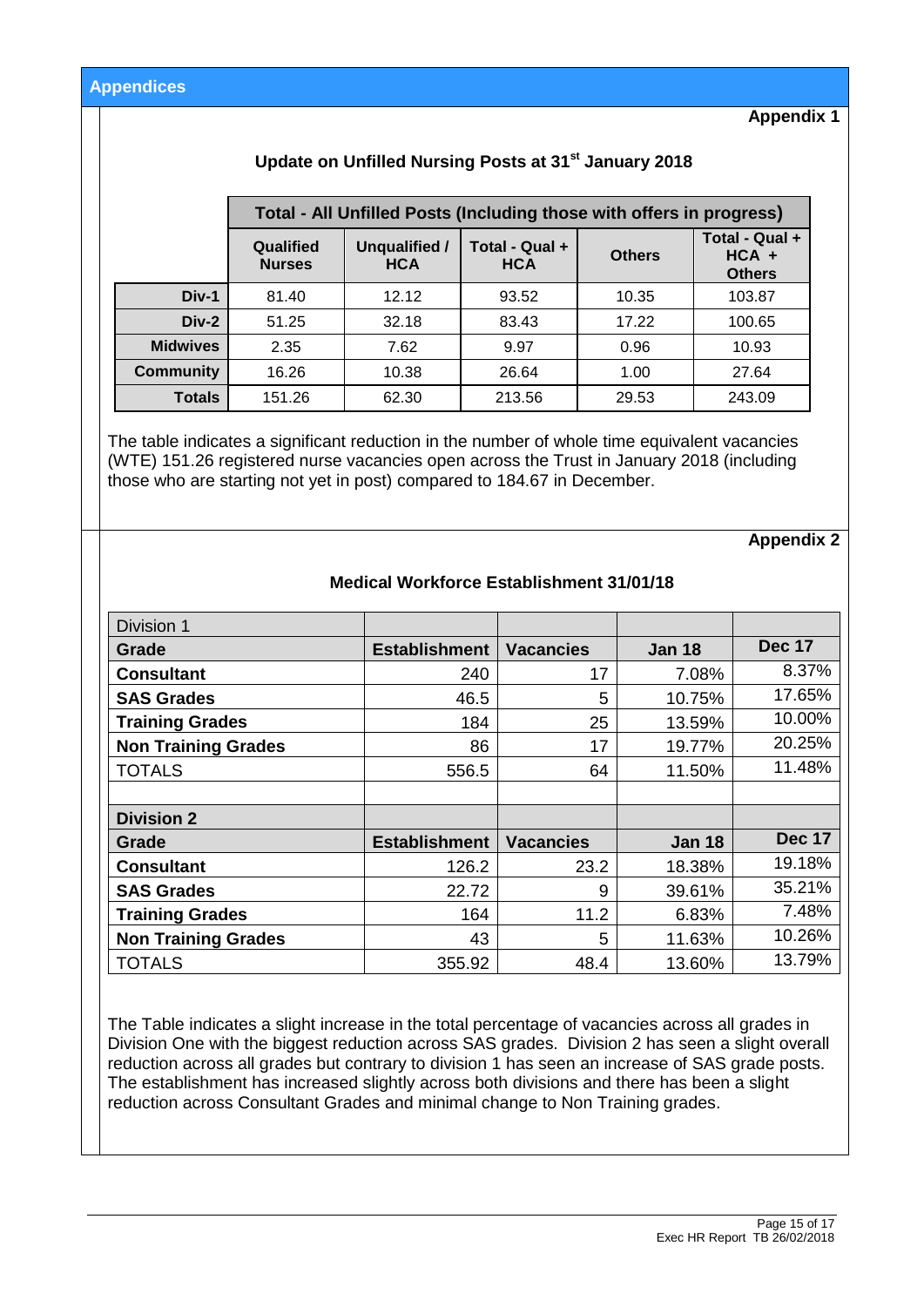## Appendices

**Appendix 1**

### Update on Unfilled Nursing Posts at 31st January 2018

| | Total - All Unfilled Posts (Including those with offers in progress) | | | | |
|---|---|---|---|---|---|
| | Qualified Nurses | Unqualified / HCA | Total - Qual + HCA | Others | Total - Qual + HCA + Others |
| **Div-1** | 81.40 | 12.12 | 93.52 | 10.35 | 103.87 |
| **Div-2** | 51.25 | 32.18 | 83.43 | 17.22 | 100.65 |
| **Midwives** | 2.35 | 7.62 | 9.97 | 0.96 | 10.93 |
| **Community** | 16.26 | 10.38 | 26.64 | 1.00 | 27.64 |
| **Totals** | 151.26 | 62.30 | 213.56 | 29.53 | 243.09 |

The table indicates a significant reduction in the number of whole time equivalent vacancies (WTE) 151.26 registered nurse vacancies open across the Trust in January 2018 (including those who are starting not yet in post) compared to 184.67 in December.

**Appendix 2**

### Medical Workforce Establishment 31/01/18

| Division 1 | | | | |
|---|---|---|---|---|
| **Grade** | **Establishment** | **Vacancies** | **Jan 18** | **Dec 17** |
| **Consultant** | 240 | 17 | 7.08% | 8.37% |
| **SAS Grades** | 46.5 | 5 | 10.75% | 17.65% |
| **Training Grades** | 184 | 25 | 13.59% | 10.00% |
| **Non Training Grades** | 86 | 17 | 19.77% | 20.25% |
| TOTALS | 556.5 | 64 | 11.50% | 11.48% |
| | | | | |
| **Division 2** | | | | |
| **Grade** | **Establishment** | **Vacancies** | **Jan 18** | **Dec 17** |
| **Consultant** | 126.2 | 23.2 | 18.38% | 19.18% |
| **SAS Grades** | 22.72 | 9 | 39.61% | 35.21% |
| **Training Grades** | 164 | 11.2 | 6.83% | 7.48% |
| **Non Training Grades** | 43 | 5 | 11.63% | 10.26% |
| TOTALS | 355.92 | 48.4 | 13.60% | 13.79% |

The Table indicates a slight increase in the total percentage of vacancies across all grades in Division One with the biggest reduction across SAS grades. Division 2 has seen a slight overall reduction across all grades but contrary to division 1 has seen an increase of SAS grade posts. The establishment has increased slightly across both divisions and there has been a slight reduction across Consultant Grades and minimal change to Non Training grades.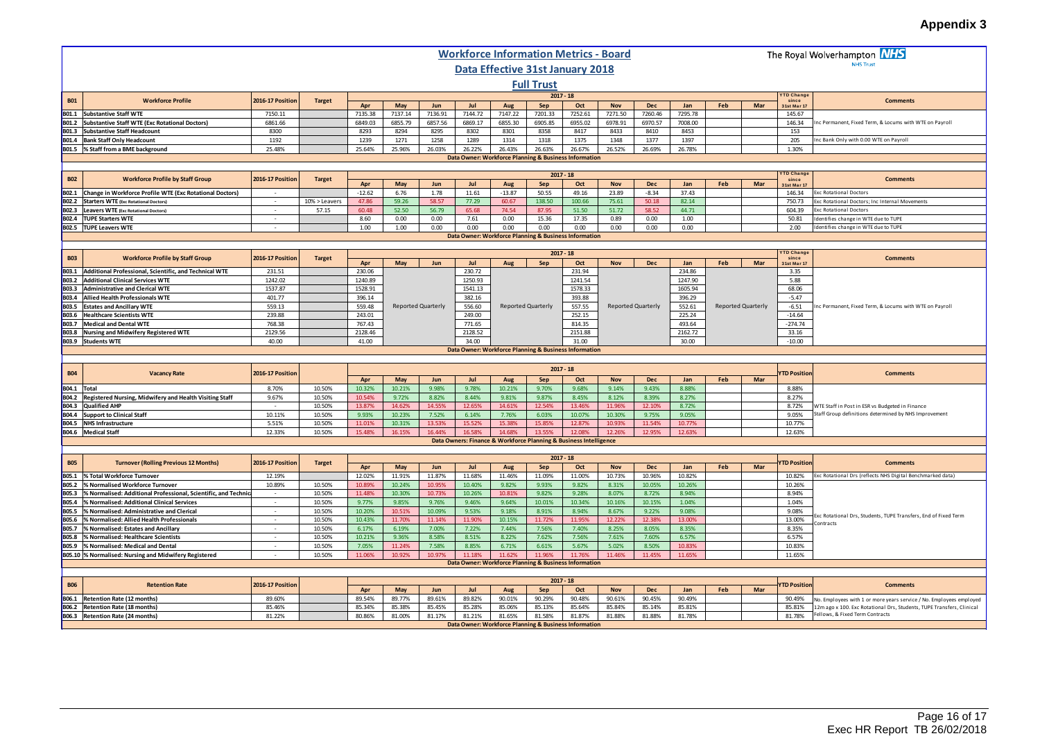# Appendix 3

## Workforce Information Metrics - Board

## Data Effective 31st January 2018

### Full Trust

The Royal Wolverhampton NHS Trust

| B01 | Workforce Profile | 2016-17 Position | Target | Apr | May | Jun | Jul | Aug | Sep | Oct | Nov | Dec | Jan | Feb | Mar | YTD Change since 31st Mar 17 | Comments |
|---|---|---|---|---|---|---|---|---|---|---|---|---|---|---|---|---|---|
| B01.1 | Substantive Staff WTE | 7150.11 | | 7135.38 | 7137.14 | 7136.91 | 7144.72 | 7147.22 | 7201.33 | 7252.61 | 7271.50 | 7260.46 | 7295.78 | | | 145.67 | |
| B01.2 | Substantive Staff WTE (Exc Rotational Doctors) | 6861.66 | | 6849.03 | 6855.79 | 6857.56 | 6869.17 | 6855.30 | 6905.85 | 6955.02 | 6978.91 | 6970.57 | 7008.00 | | | 146.34 | Inc Permanent, Fixed Term, & Locums with WTE on Payroll |
| B01.3 | Substantive Staff Headcount | 8300 | | 8293 | 8294 | 8295 | 8302 | 8301 | 8358 | 8417 | 8433 | 8410 | 8453 | | | 153 | |
| B01.4 | Bank Staff Only Headcount | 1192 | | 1239 | 1271 | 1258 | 1289 | 1314 | 1318 | 1375 | 1348 | 1377 | 1397 | | | 205 | Inc Bank Only with 0.00 WTE on Payroll |
| B01.5 | % Staff from a BME background | 25.48% | | 25.64% | 25.96% | 26.03% | 26.22% | 26.43% | 26.63% | 26.67% | 26.52% | 26.69% | 26.78% | | | 1.30% | |

Data Owner: Workforce Planning & Business Information

| B02 | Workforce Profile by Staff Group | 2016-17 Position | Target | Apr | May | Jun | Jul | Aug | Sep | Oct | Nov | Dec | Jan | Feb | Mar | YTD Change since 31st Mar 17 | Comments |
|---|---|---|---|---|---|---|---|---|---|---|---|---|---|---|---|---|---|
| B02.1 | Change in Workforce Profile WTE (Exc Rotational Doctors) | - | | -12.62 | 6.76 | 1.78 | 11.61 | -13.87 | 50.55 | 49.16 | 23.89 | -8.34 | 37.43 | | | 146.34 | Exc Rotational Doctors |
| B02.2 | Starters WTE (Exc Rotational Doctors) | - | 10% > Leavers | 47.86 | 59.26 | 58.57 | 77.29 | 60.67 | 138.50 | 100.66 | 75.61 | 50.18 | 82.14 | | | 750.73 | Exc Rotational Doctors; Inc Internal Movements |
| B02.3 | Leavers WTE (Exc Rotational Doctors) | - | 57.15 | 60.48 | 52.50 | 56.79 | 65.68 | 74.54 | 87.95 | 51.50 | 51.72 | 58.52 | 44.71 | | | 604.39 | Exc Rotational Doctors |
| B02.4 | TUPE Starters WTE | - | | 8.60 | 0.00 | 0.00 | 7.61 | 0.00 | 15.36 | 17.35 | 0.89 | 0.00 | 1.00 | | | 50.81 | Identifies change in WTE due to TUPE |
| B02.5 | TUPE Leavers WTE | - | | 1.00 | 1.00 | 0.00 | 0.00 | 0.00 | 0.00 | 0.00 | 0.00 | 0.00 | 0.00 | | | 2.00 | Identifies change in WTE due to TUPE |

Data Owner: Workforce Planning & Business Information

| B03 | Workforce Profile by Staff Group | 2016-17 Position | Target | Apr | May | Jun | Jul | Aug | Sep | Oct | Nov | Dec | Jan | Feb | Mar | YTD Change since 31st Mar 17 | Comments |
|---|---|---|---|---|---|---|---|---|---|---|---|---|---|---|---|---|---|
| B03.1 | Additional Professional, Scientific, and Technical WTE | 231.51 | | 230.06 | Reported Quarterly | | 230.72 | Reported Quarterly | | 231.94 | Reported Quarterly | | 234.86 | Reported Quarterly | | 3.35 | Inc Permanent, Fixed Term, & Locums with WTE on Payroll |
| B03.2 | Additional Clinical Services WTE | 1242.02 | | 1240.89 | | | 1250.93 | | | 1241.54 | | | 1247.90 | | | 5.88 | |
| B03.3 | Administrative and Clerical WTE | 1537.87 | | 1528.91 | | | 1541.13 | | | 1578.33 | | | 1605.94 | | | 68.06 | |
| B03.4 | Allied Health Professionals WTE | 401.77 | | 396.14 | | | 382.16 | | | 393.88 | | | 396.29 | | | -5.47 | |
| B03.5 | Estates and Ancillary WTE | 559.13 | | 559.48 | | | 556.60 | | | 557.55 | | | 552.61 | | | -6.51 | |
| B03.6 | Healthcare Scientists WTE | 239.88 | | 243.01 | | | 249.00 | | | 252.15 | | | 225.24 | | | -14.64 | |
| B03.7 | Medical and Dental WTE | 768.38 | | 767.43 | | | 771.65 | | | 814.35 | | | 493.64 | | | -274.74 | |
| B03.8 | Nursing and Midwifery Registered WTE | 2129.56 | | 2128.46 | | | 2128.52 | | | 2151.88 | | | 2162.72 | | | 33.16 | |
| B03.9 | Students WTE | 40.00 | | 41.00 | | | 34.00 | | | 31.00 | | | 30.00 | | | -10.00 | |

Data Owner: Workforce Planning & Business Information

| B04 | Vacancy Rate | 2016-17 Position | | Apr | May | Jun | Jul | Aug | Sep | Oct | Nov | Dec | Jan | Feb | Mar | YTD Position | Comments |
|---|---|---|---|---|---|---|---|---|---|---|---|---|---|---|---|---|---|
| B04.1 | Total | 8.70% | 10.50% | 10.32% | 10.21% | 9.98% | 9.78% | 10.21% | 9.70% | 9.68% | 9.14% | 9.43% | 8.88% | | | 8.88% | |
| B04.2 | Registered Nursing, Midwifery and Health Visiting Staff | 9.67% | 10.50% | 10.54% | 9.72% | 8.82% | 8.44% | 9.81% | 9.87% | 8.45% | 8.12% | 8.39% | 8.27% | | | 8.27% | |
| B04.3 | Qualified AHP | - | 10.50% | 13.87% | 14.62% | 14.55% | 12.65% | 14.61% | 12.54% | 13.46% | 11.96% | 12.10% | 8.72% | | | 8.72% | WTE Staff in Post in ESR vs Budgeted in Finance |
| B04.4 | Support to Clinical Staff | 10.11% | 10.50% | 9.93% | 10.23% | 7.52% | 6.14% | 7.76% | 6.03% | 10.07% | 10.30% | 9.75% | 9.05% | | | 9.05% | Staff Group definitions determined by NHS Improvement |
| B04.5 | NHS Infrastructure | 5.51% | 10.50% | 11.01% | 10.31% | 13.53% | 15.52% | 15.38% | 15.85% | 12.87% | 10.93% | 11.54% | 10.77% | | | 10.77% | |
| B04.6 | Medical Staff | 12.33% | 10.50% | 15.48% | 16.15% | 16.44% | 16.58% | 14.68% | 13.55% | 12.08% | 12.26% | 12.95% | 12.63% | | | 12.63% | |

Data Owners: Finance & Workforce Planning & Business Intelligence

| B05 | Turnover (Rolling Previous 12 Months) | 2016-17 Position | Target | Apr | May | Jun | Jul | Aug | Sep | Oct | Nov | Dec | Jan | Feb | Mar | YTD Position | Comments |
|---|---|---|---|---|---|---|---|---|---|---|---|---|---|---|---|---|---|
| B05.1 | % Total Workforce Turnover | 12.19% | | 12.02% | 11.91% | 11.87% | 11.68% | 11.46% | 11.09% | 11.00% | 10.73% | 10.96% | 10.82% | | | 10.82% | Exc Rotational Drs (reflects NHS Digital Benchmarked data) |
| B05.2 | % Normalised Workforce Turnover | 10.89% | 10.50% | 10.89% | 10.24% | 10.95% | 10.40% | 9.82% | 9.93% | 9.82% | 8.31% | 10.05% | 10.26% | | | 10.26% | Exc Rotational Drs, Students, TUPE Transfers, End of Fixed Term Contracts |
| B05.3 | % Normalised: Additional Professional, Scientific, and Technical | - | 10.50% | 11.48% | 10.30% | 10.73% | 10.26% | 10.81% | 9.82% | 9.28% | 8.07% | 8.72% | 8.94% | | | 8.94% | |
| B05.4 | % Normalised: Additional Clinical Services | - | 10.50% | 9.77% | 9.85% | 9.76% | 9.46% | 9.64% | 10.01% | 10.34% | 10.16% | 10.15% | 1.04% | | | 1.04% | |
| B05.5 | % Normalised: Administrative and Clerical | - | 10.50% | 10.20% | 10.51% | 10.09% | 9.53% | 9.18% | 8.91% | 8.94% | 8.67% | 9.22% | 9.08% | | | 9.08% | |
| B05.6 | % Normalised: Allied Health Professionals | - | 10.50% | 10.43% | 11.70% | 11.14% | 11.90% | 10.15% | 11.72% | 11.95% | 12.22% | 12.38% | 13.00% | | | 13.00% | |
| B05.7 | % Normalised: Estates and Ancillary | - | 10.50% | 6.17% | 6.19% | 7.00% | 7.22% | 7.44% | 7.56% | 7.40% | 8.25% | 8.05% | 8.35% | | | 8.35% | |
| B05.8 | % Normalised: Healthcare Scientists | - | 10.50% | 10.21% | 9.36% | 8.58% | 8.51% | 8.22% | 7.62% | 7.56% | 7.61% | 7.60% | 6.57% | | | 6.57% | |
| B05.9 | % Normalised: Medical and Dental | - | 10.50% | 7.05% | 11.24% | 7.58% | 8.85% | 6.71% | 6.61% | 5.67% | 5.02% | 8.50% | 10.83% | | | 10.83% | |
| B05.10 | % Normalised: Nursing and Midwifery Registered | - | 10.50% | 11.06% | 10.92% | 10.97% | 11.18% | 11.62% | 11.96% | 11.76% | 11.46% | 11.45% | 11.65% | | | 11.65% | |

Data Owner: Workforce Planning & Business Information

| B06 | Retention Rate | 2016-17 Position | | Apr | May | Jun | Jul | Aug | Sep | Oct | Nov | Dec | Jan | Feb | Mar | YTD Position | Comments |
|---|---|---|---|---|---|---|---|---|---|---|---|---|---|---|---|---|---|
| B06.1 | Retention Rate (12 months) | 89.60% | | 89.54% | 89.77% | 89.61% | 89.82% | 90.01% | 90.29% | 90.48% | 90.61% | 90.45% | 90.49% | | | 90.49% | No. Employees with 1 or more years service / No. Employees employed 12m ago x 100. Exc Rotational Drs, Students, TUPE Transfers, Clinical Fellows, & Fixed Term Contracts |
| B06.2 | Retention Rate (18 months) | 85.46% | | 85.34% | 85.38% | 85.45% | 85.28% | 85.06% | 85.13% | 85.64% | 85.84% | 85.14% | 85.81% | | | 85.81% | |
| B06.3 | Retention Rate (24 months) | 81.22% | | 80.86% | 81.00% | 81.17% | 81.21% | 81.65% | 81.58% | 81.87% | 81.88% | 81.88% | 81.78% | | | 81.78% | |

Data Owner: Workforce Planning & Business Information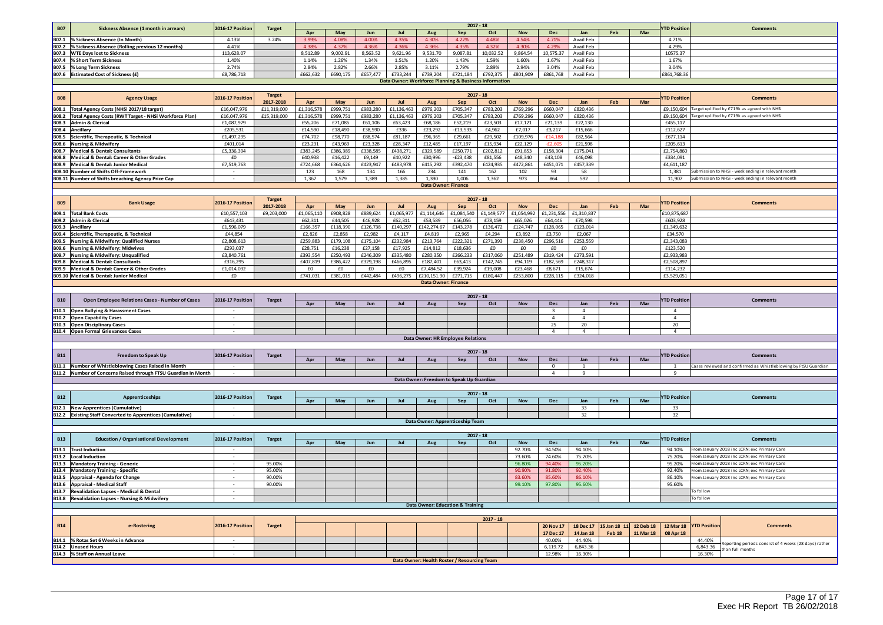| B07 | Sickness Absence (1 month in arrears) | 2016-17 Position | Target | 2017 - 18 | | | | | | | | | | | | YTD Position | Comments |
|---|---|---|---|---|---|---|---|---|---|---|---|---|---|---|---|---|---|
| | | | | Apr | May | Jun | Jul | Aug | Sep | Oct | Nov | Dec | Jan | Feb | Mar | | |
| B07.1 | % Sickness Absence (In Month) | 4.13% | 3.24% | 3.99% | 4.08% | 4.00% | 4.35% | 4.30% | 4.22% | 4.48% | 4.54% | 4.71% | Avail Feb | | | 4.71% | |
| B07.2 | % Sickness Absence (Rolling previous 12 months) | 4.41% | | 4.38% | 4.37% | 4.36% | 4.36% | 4.36% | 4.35% | 4.32% | 4.30% | 4.29% | Avail Feb | | | 4.29% | |
| B07.3 | WTE Days lost to Sickness | 113,628.07 | | 8,512.89 | 9,002.91 | 8,563.52 | 9,621.96 | 9,531.70 | 9,087.81 | 10,032.52 | 9,864.54 | 10,575.37 | Avail Feb | | | 10575.37 | |
| B07.4 | % Short Term Sickness | 1.40% | | 1.14% | 1.26% | 1.34% | 1.51% | 1.20% | 1.43% | 1.59% | 1.60% | 1.67% | Avail Feb | | | 1.67% | |
| B07.5 | % Long Term Sickness | 2.74% | | 2.84% | 2.82% | 2.66% | 2.85% | 3.11% | 2.79% | 2.89% | 2.94% | 3.04% | Avail Feb | | | 3.04% | |
| B07.6 | Estimated Cost of Sickness (£) | £8,786,713 | | £662,632 | £690,175 | £657,477 | £733,244 | £739,204 | £721,184 | £792,375 | £801,909 | £861,768 | Avail Feb | | | £861,768.36 | |

Data Owner: Workforce Planning & Business Information

| B08 | Agency Usage | 2016-17 Position | Target 2017-2018 | 2017 - 18 | | | | | | | | | | | | YTD Position | Comments |
|---|---|---|---|---|---|---|---|---|---|---|---|---|---|---|---|---|---|
| | | | | Apr | May | Jun | Jul | Aug | Sep | Oct | Nov | Dec | Jan | Feb | Mar | | |
| B08.1 | Total Agency Costs (NHSi 2017/18 target) | £16,047,976 | £11,319,000 | £1,316,578 | £999,751 | £983,280 | £1,136,463 | £976,203 | £705,347 | £783,203 | £769,296 | £660,047 | £820,436 | | | £9,150,604 | Target uplifted by £719k as agreed with NHSi |
| B08.2 | Total Agency Costs (RWT Target - NHSi Workforce Plan) | £16,047,976 | £15,319,000 | £1,316,578 | £999,751 | £983,280 | £1,136,463 | £976,203 | £705,347 | £783,203 | £769,296 | £660,047 | £820,436 | | | £9,150,604 | Target uplifted by £719k as agreed with NHSi |
| B08.3 | Admin & Clerical | £1,087,979 | | £55,206 | £71,085 | £61,106 | £63,423 | £68,186 | £52,219 | £23,503 | £17,121 | £21,139 | £22,130 | | | £455,117 | |
| B08.4 | Ancillary | £205,531 | | £14,590 | £18,490 | £38,590 | £336 | £23,292 | -£13,533 | £4,962 | £7,017 | £3,217 | £15,666 | | | £112,627 | |
| B08.5 | Scientific, Therapeutic, & Technical | £1,497,295 | | £74,702 | £98,770 | £88,574 | £81,187 | £96,365 | £29,661 | £29,502 | £109,976 | -£14,188 | £82,564 | | | £677,114 | |
| B08.6 | Nursing & Midwifery | £401,014 | | £23,231 | £43,969 | £23,328 | £28,347 | £12,485 | £17,197 | £15,934 | £22,129 | -£2,605 | £21,598 | | | £205,613 | |
| B08.7 | Medical & Dental: Consultants | £5,336,394 | | £383,245 | £386,389 | £338,585 | £438,271 | £329,589 | £250,771 | £202,812 | £91,853 | £158,304 | £175,041 | | | £2,754,860 | |
| B08.8 | Medical & Dental: Career & Other Grades | £0 | | £40,938 | £16,422 | £9,149 | £40,922 | £30,996 | -£23,438 | £81,556 | £48,340 | £43,108 | £46,098 | | | £334,091 | |
| B08.9 | Medical & Dental: Junior Medical | £7,519,763 | | £724,668 | £364,626 | £423,947 | £483,978 | £415,292 | £392,470 | £424,935 | £472,861 | £451,071 | £457,339 | | | £4,611,187 | |
| B08.10 | Number of Shifts Off-Framework | - | | 123 | 168 | 134 | 166 | 234 | 141 | 162 | 102 | 93 | 58 | | | 1,381 | Submission to NHSi - week ending in relevant month |
| B08.11 | Number of Shifts breaching Agency Price Cap | - | | 1,367 | 1,579 | 1,389 | 1,385 | 1,390 | 1,006 | 1,362 | 973 | 864 | 592 | | | 11,907 | Submission to NHSi - week ending in relevant month |

Data Owner: Finance

| B09 | Bank Usage | 2016-17 Position | Target 2017-2018 | 2017 - 18 | | | | | | | | | | | | YTD Position | Comments |
|---|---|---|---|---|---|---|---|---|---|---|---|---|---|---|---|---|---|
| | | | | Apr | May | Jun | Jul | Aug | Sep | Oct | Nov | Dec | Jan | Feb | Mar | | |
| B09.1 | Total Bank Costs | £10,557,103 | £9,203,000 | £1,065,110 | £908,828 | £889,624 | £1,065,977 | £1,114,646 | £1,084,540 | £1,149,577 | £1,054,992 | £1,231,556 | £1,310,837 | | | £10,875,687 | |
| B09.2 | Admin & Clerical | £643,431 | | £62,311 | £44,505 | £46,928 | £62,311 | £53,589 | £56,056 | £78,159 | £65,026 | £64,446 | £70,598 | | | £603,928 | |
| B09.3 | Ancillary | £1,596,079 | | £166,357 | £118,390 | £126,738 | £140,297 | £142,274.67 | £143,278 | £136,472 | £124,747 | £128,065 | £123,014 | | | £1,349,632 | |
| B09.4 | Scientific, Therapeutic, & Technical | £44,854 | | £2,826 | £2,858 | £2,982 | £4,117 | £4,819 | £2,965 | £4,294 | £3,892 | £3,750 | £2,067 | | | £34,570 | |
| B09.5 | Nursing & Midwifery: Qualified Nurses | £2,808,613 | | £259,883 | £179,108 | £175,104 | £232,984 | £213,764 | £222,321 | £271,393 | £238,450 | £296,516 | £253,559 | | | £2,343,083 | |
| B09.6 | Nursing & Midwifery: Midwives | £293,037 | | £28,751 | £16,238 | £27,158 | £17,925 | £14,812 | £18,636 | £0 | £0 | £0 | £0 | | | £123,520 | |
| B09.7 | Nursing & Midwifery: Unqualified | £3,840,761 | | £393,554 | £250,493 | £246,309 | £335,480 | £280,350 | £266,233 | £317,060 | £251,489 | £319,424 | £273,591 | | | £2,933,983 | |
| B09.8 | Medical & Dental: Consultants | £316,295 | | £407,819 | £386,422 | £329,198 | £466,895 | £187,401 | £63,413 | £142,745 | £94,119 | £182,569 | £248,317 | | | £2,508,897 | |
| B09.9 | Medical & Dental: Career & Other Grades | £1,014,032 | | £0 | £0 | £0 | £0 | £7,484.52 | £39,924 | £19,008 | £23,468 | £8,671 | £15,674 | | | £114,232 | |
| B09.10 | Medical & Dental: Junior Medical | £0 | | £741,031 | £381,015 | £442,484 | £496,275 | £210,151.90 | £271,715 | £180,447 | £253,800 | £228,115 | £324,018 | | | £3,529,051 | |

Data Owner: Finance

| B10 | Open Employee Relations Cases - Number of Cases | 2016-17 Position | Target | 2017 - 18 | | | | | | | | | | | | YTD Position | Comments |
|---|---|---|---|---|---|---|---|---|---|---|---|---|---|---|---|---|---|
| | | | | Apr | May | Jun | Jul | Aug | Sep | Oct | Nov | Dec | Jan | Feb | Mar | | |
| B10.1 | Open Bullying & Harassment Cases | - | | | | | | | | | | 3 | 4 | | | 4 | |
| B10.2 | Open Capability Cases | - | | | | | | | | | | 4 | 4 | | | 4 | |
| B10.3 | Open Disciplinary Cases | - | | | | | | | | | | 25 | 20 | | | 20 | |
| B10.4 | Open Formal Grievances Cases | - | | | | | | | | | | 4 | 4 | | | 4 | |

Data Owner: HR Employee Relations

| B11 | Freedom to Speak Up | 2016-17 Position | Target | 2017 - 18 | | | | | | | | | | | | YTD Position | Comments |
|---|---|---|---|---|---|---|---|---|---|---|---|---|---|---|---|---|---|
| | | | | Apr | May | Jun | Jul | Aug | Sep | Oct | Nov | Dec | Jan | Feb | Mar | | |
| B11.1 | Number of Whistleblowing Cases Raised in Month | - | | | | | | | | | | 0 | 1 | | | 1 | Cases reviewed and confirmed as Whistleblowing by FtSU Guardian |
| B11.2 | Number of Concerns Raised through FTSU Guardian In Month | - | | | | | | | | | | 4 | 9 | | | 9 | |

Data Owner: Freedom to Speak Up Guardian

| B12 | Apprenticeships | 2016-17 Position | Target | 2017 - 18 | | | | | | | | | | | | YTD Position | Comments |
|---|---|---|---|---|---|---|---|---|---|---|---|---|---|---|---|---|---|
| | | | | Apr | May | Jun | Jul | Aug | Sep | Oct | Nov | Dec | Jan | Feb | Mar | | |
| B12.1 | New Apprentices (Cumulative) | - | | | | | | | | | | | 33 | | | 33 | |
| B12.2 | Existing Staff Converted to Apprentices (Cumulative) | - | | | | | | | | | | | 32 | | | 32 | |

Data Owner: Apprenticeship Team

| B13 | Education / Organisational Development | 2016-17 Position | Target | 2017 - 18 | | | | | | | | | | | | YTD Position | Comments |
|---|---|---|---|---|---|---|---|---|---|---|---|---|---|---|---|---|---|
| | | | | Apr | May | Jun | Jul | Aug | Sep | Oct | Nov | Dec | Jan | Feb | Mar | | |
| B13.1 | Trust Induction | - | | | | | | | | | 92.70% | 94.50% | 94.10% | | | 94.10% | From January 2018 inc LCRN; exc Primary Care |
| B13.2 | Local Induction | - | | | | | | | | | 73.60% | 74.60% | 75.20% | | | 75.20% | From January 2018 inc LCRN; exc Primary Care |
| B13.3 | Mandatory Training - Generic | - | 95.00% | | | | | | | | 96.80% | 94.40% | 95.20% | | | 95.20% | From January 2018 inc LCRN; exc Primary Care |
| B13.4 | Mandatory Training - Specific | - | 95.00% | | | | | | | | 90.90% | 91.80% | 92.40% | | | 92.40% | From January 2018 inc LCRN; exc Primary Care |
| B13.5 | Appraisal - Agenda for Change | - | 90.00% | | | | | | | | 83.60% | 85.60% | 86.10% | | | 86.10% | From January 2018 inc LCRN; exc Primary Care |
| B13.6 | Appraisal - Medical Staff | - | 90.00% | | | | | | | | 99.10% | 97.80% | 95.60% | | | 95.60% | From January 2018 inc LCRN; exc Primary Care |
| B13.7 | Revalidation Lapses - Medical & Dental | - | | | | | | | | | | | | | | | To follow |
| B13.8 | Revalidation Lapses - Nursing & Midwifery | - | | | | | | | | | | | | | | | To follow |

Data Owner: Education & Training

| B14 | e-Rostering | 2016-17 Position | Target | 2017 - 18 | | | | | | | | | | | | | YTD Position | Comments |
|---|---|---|---|---|---|---|---|---|---|---|---|---|---|---|---|---|---|---|
| | | | | | | | | | | | | 20 Nov 17 17 Dec 17 | 18 Dec 17 14 Jan 18 | 15 Jan 18 11 Feb 18 | 12 Feb 18 11 Mar 18 | 12 Mar 18 08 Apr 18 | | |
| B14.1 | % Rotas Set 6 Weeks in Advance | - | | | | | | | | | | 40.00% | 44.40% | | | | 44.40% | Reporting periods consist of 4 weeks (28 days) rather than full months |
| B14.2 | Unused Hours | - | | | | | | | | | | 6,119.72 | 6,843.36 | | | | 6,843.36 | |
| B14.3 | % Staff on Annual Leave | - | | | | | | | | | | 12.98% | 16.30% | | | | 16.30% | |

Data Owner: Health Roster / Resourcing Team

Exec HR Report TB 26/02/2018